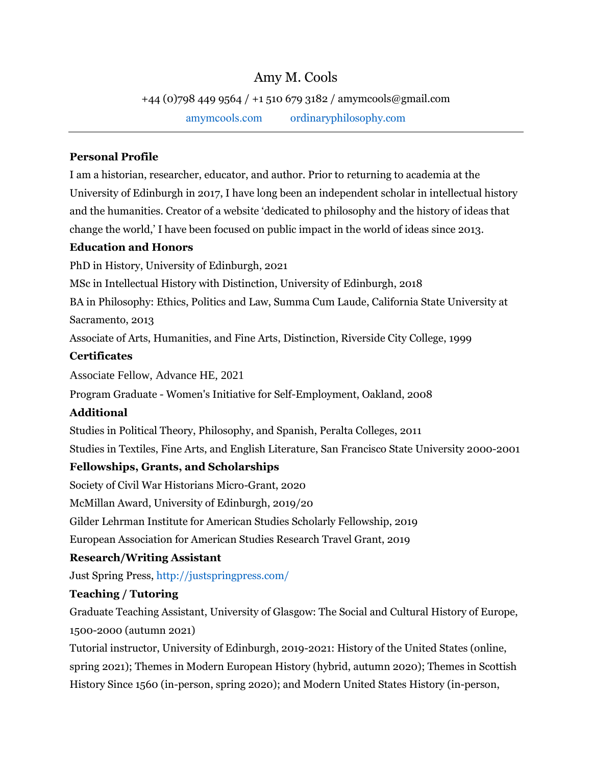# Amy M. Cools

+44 (0)798 449 9564 / +1 510 679 3182 / amymcools@gmail.com

amymcools.com ordinaryphilosophy.com

---

## Personal Profile

I am a historian, researcher, educator, and author. Prior to returning to academia at the University of Edinburgh in 2017, I have long been an independent scholar in intellectual history and the humanities. Creator of a website 'dedicated to philosophy and the history of ideas that change the world,' I have been focused on public impact in the world of ideas since 2013.

## Education and Honors

PhD in History, University of Edinburgh, 2021

MSc in Intellectual History with Distinction, University of Edinburgh, 2018

BA in Philosophy: Ethics, Politics and Law, Summa Cum Laude, California State University at Sacramento, 2013

Associate of Arts, Humanities, and Fine Arts, Distinction, Riverside City College, 1999

## Certificates

Associate Fellow, Advance HE, 2021

Program Graduate - Women's Initiative for Self-Employment, Oakland, 2008

## Additional

Studies in Political Theory, Philosophy, and Spanish, Peralta Colleges, 2011

Studies in Textiles, Fine Arts, and English Literature, San Francisco State University 2000-2001

## Fellowships, Grants, and Scholarships

Society of Civil War Historians Micro-Grant, 2020

McMillan Award, University of Edinburgh, 2019/20

Gilder Lehrman Institute for American Studies Scholarly Fellowship, 2019

European Association for American Studies Research Travel Grant, 2019

## Research/Writing Assistant

Just Spring Press, http://justspringpress.com/

## Teaching / Tutoring

Graduate Teaching Assistant, University of Glasgow: The Social and Cultural History of Europe, 1500-2000 (autumn 2021)

Tutorial instructor, University of Edinburgh, 2019-2021: History of the United States (online, spring 2021); Themes in Modern European History (hybrid, autumn 2020); Themes in Scottish History Since 1560 (in-person, spring 2020); and Modern United States History (in-person,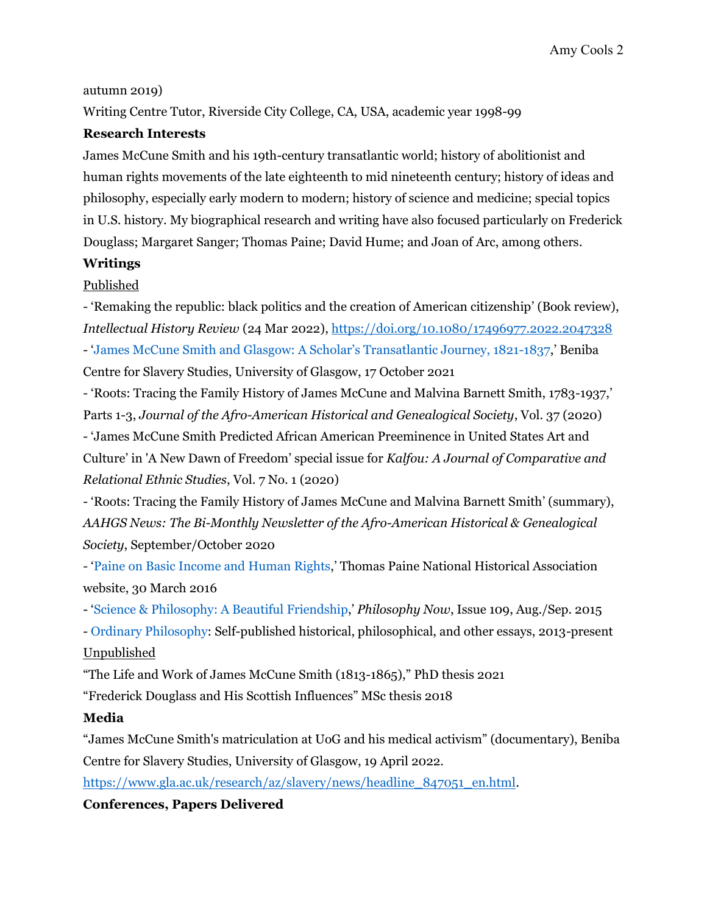autumn 2019)

Writing Centre Tutor, Riverside City College, CA, USA, academic year 1998-99

**Research Interests**

James McCune Smith and his 19th-century transatlantic world; history of abolitionist and human rights movements of the late eighteenth to mid nineteenth century; history of ideas and philosophy, especially early modern to modern; history of science and medicine; special topics in U.S. history. My biographical research and writing have also focused particularly on Frederick Douglass; Margaret Sanger; Thomas Paine; David Hume; and Joan of Arc, among others.

**Writings**

Published

- 'Remaking the republic: black politics and the creation of American citizenship' (Book review), *Intellectual History Review* (24 Mar 2022), https://doi.org/10.1080/17496977.2022.2047328
- 'James McCune Smith and Glasgow: A Scholar's Transatlantic Journey, 1821-1837,' Beniba Centre for Slavery Studies, University of Glasgow, 17 October 2021
- 'Roots: Tracing the Family History of James McCune and Malvina Barnett Smith, 1783-1937,' Parts 1-3, *Journal of the Afro-American Historical and Genealogical Society*, Vol. 37 (2020)
- 'James McCune Smith Predicted African American Preeminence in United States Art and Culture' in 'A New Dawn of Freedom' special issue for *Kalfou: A Journal of Comparative and Relational Ethnic Studies*, Vol. 7 No. 1 (2020)
- 'Roots: Tracing the Family History of James McCune and Malvina Barnett Smith' (summary), *AAHGS News: The Bi-Monthly Newsletter of the Afro-American Historical & Genealogical Society*, September/October 2020
- 'Paine on Basic Income and Human Rights,' Thomas Paine National Historical Association website, 30 March 2016
- 'Science & Philosophy: A Beautiful Friendship,' *Philosophy Now*, Issue 109, Aug./Sep. 2015
- Ordinary Philosophy: Self-published historical, philosophical, and other essays, 2013-present

Unpublished

"The Life and Work of James McCune Smith (1813-1865)," PhD thesis 2021

"Frederick Douglass and His Scottish Influences" MSc thesis 2018

**Media**

"James McCune Smith's matriculation at UoG and his medical activism" (documentary), Beniba Centre for Slavery Studies, University of Glasgow, 19 April 2022. https://www.gla.ac.uk/research/az/slavery/news/headline_847051_en.html.

**Conferences, Papers Delivered**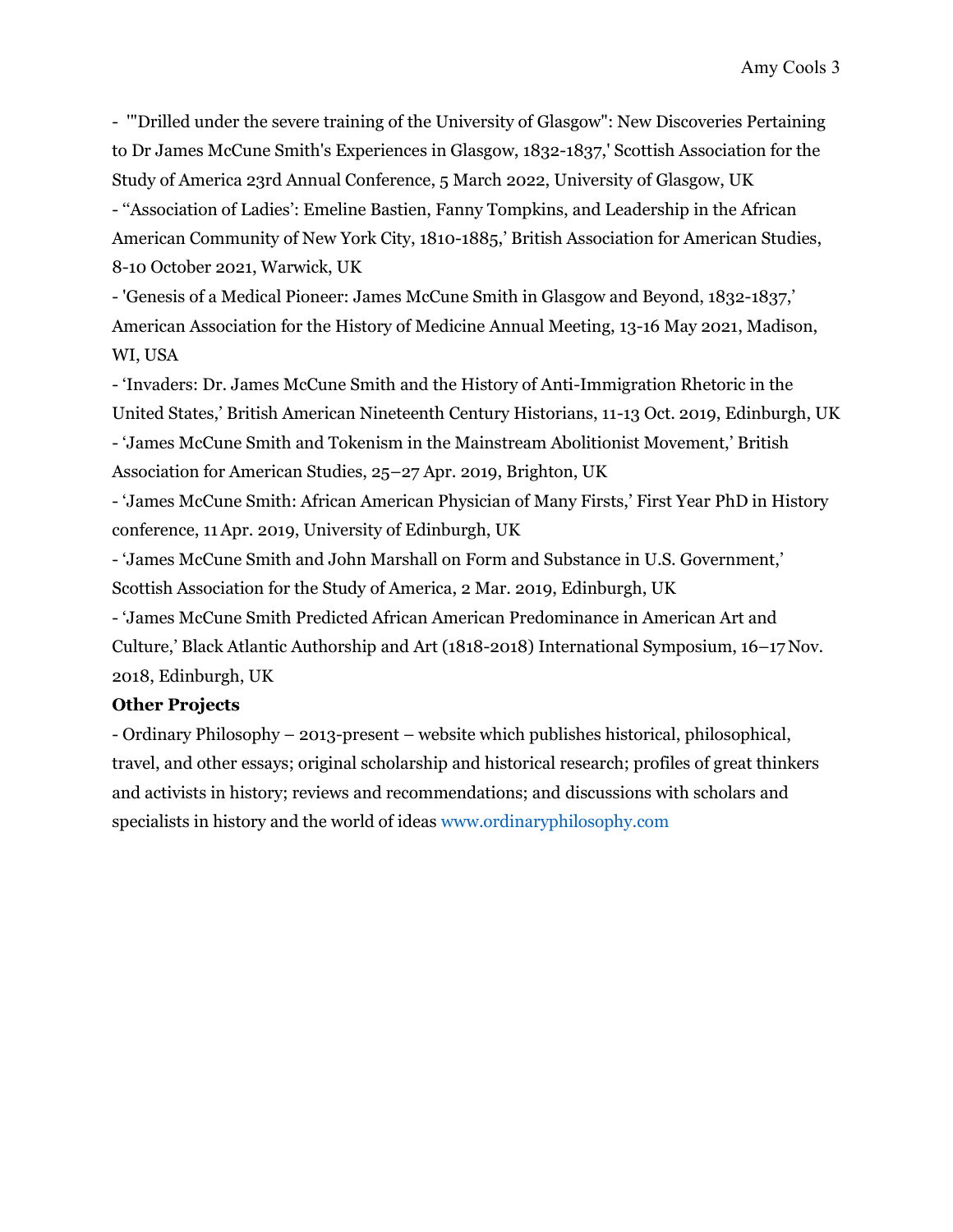- '"Drilled under the severe training of the University of Glasgow": New Discoveries Pertaining to Dr James McCune Smith's Experiences in Glasgow, 1832-1837,' Scottish Association for the Study of America 23rd Annual Conference, 5 March 2022, University of Glasgow, UK
- "Association of Ladies': Emeline Bastien, Fanny Tompkins, and Leadership in the African American Community of New York City, 1810-1885,' British Association for American Studies, 8-10 October 2021, Warwick, UK
- 'Genesis of a Medical Pioneer: James McCune Smith in Glasgow and Beyond, 1832-1837,' American Association for the History of Medicine Annual Meeting, 13-16 May 2021, Madison, WI, USA
- 'Invaders: Dr. James McCune Smith and the History of Anti-Immigration Rhetoric in the United States,' British American Nineteenth Century Historians, 11-13 Oct. 2019, Edinburgh, UK
- 'James McCune Smith and Tokenism in the Mainstream Abolitionist Movement,' British Association for American Studies, 25–27 Apr. 2019, Brighton, UK
- 'James McCune Smith: African American Physician of Many Firsts,' First Year PhD in History conference, 11 Apr. 2019, University of Edinburgh, UK
- 'James McCune Smith and John Marshall on Form and Substance in U.S. Government,' Scottish Association for the Study of America, 2 Mar. 2019, Edinburgh, UK
- 'James McCune Smith Predicted African American Predominance in American Art and Culture,' Black Atlantic Authorship and Art (1818-2018) International Symposium, 16–17 Nov. 2018, Edinburgh, UK

**Other Projects**

- Ordinary Philosophy – 2013-present – website which publishes historical, philosophical, travel, and other essays; original scholarship and historical research; profiles of great thinkers and activists in history; reviews and recommendations; and discussions with scholars and specialists in history and the world of ideas www.ordinaryphilosophy.com